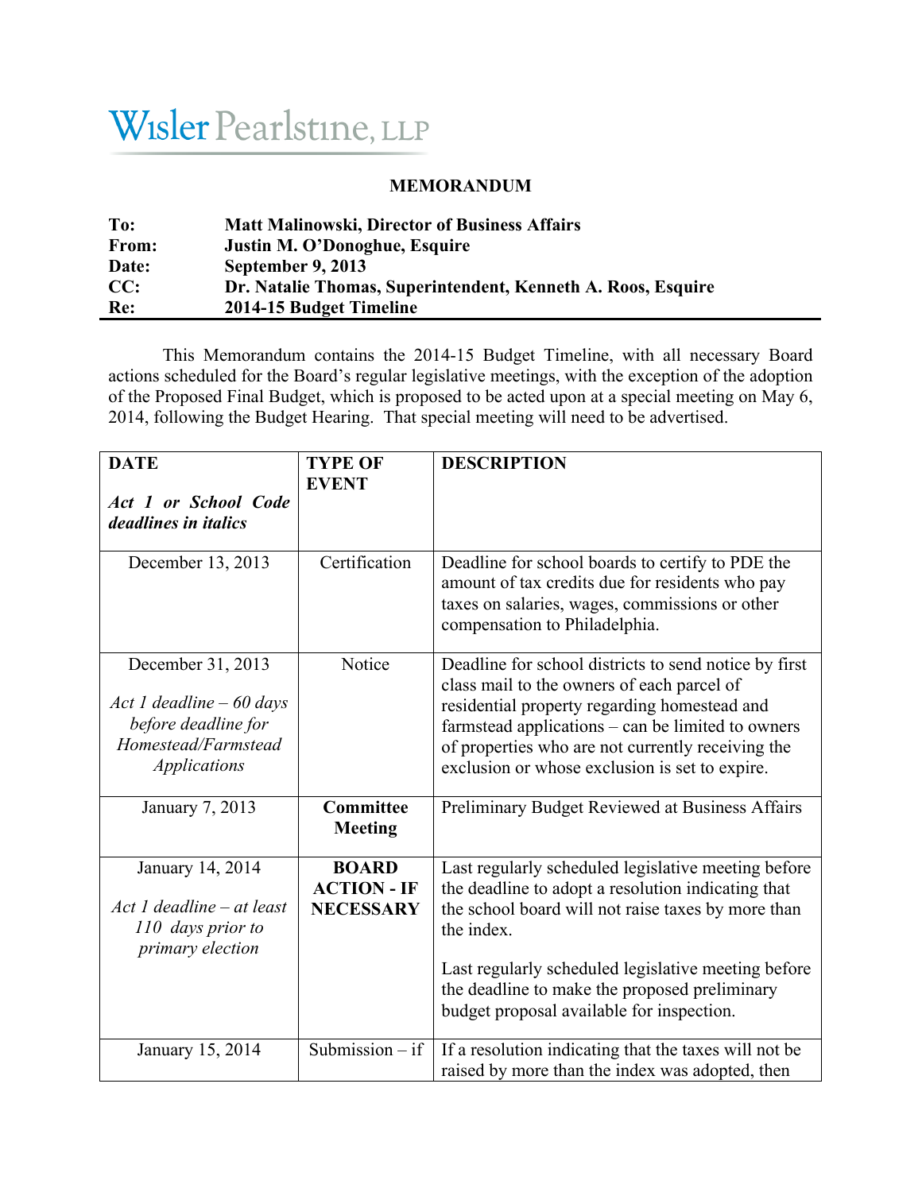Wisler Pearlstine, LLP

**MEMORANDUM**

**To:** Matt Malinowski, Director of Business Affairs
**From:** Justin M. O'Donoghue, Esquire
**Date:** September 9, 2013
**CC:** Dr. Natalie Thomas, Superintendent, Kenneth A. Roos, Esquire
**Re:** 2014-15 Budget Timeline

This Memorandum contains the 2014-15 Budget Timeline, with all necessary Board actions scheduled for the Board's regular legislative meetings, with the exception of the adoption of the Proposed Final Budget, which is proposed to be acted upon at a special meeting on May 6, 2014, following the Budget Hearing. That special meeting will need to be advertised.

| **DATE**<br><br>***Act 1 or School Code deadlines in italics*** | **TYPE OF EVENT** | **DESCRIPTION** |
|---|---|---|
| December 13, 2013 | Certification | Deadline for school boards to certify to PDE the amount of tax credits due for residents who pay taxes on salaries, wages, commissions or other compensation to Philadelphia. |
| December 31, 2013<br><br>*Act 1 deadline – 60 days before deadline for Homestead/Farmstead Applications* | Notice | Deadline for school districts to send notice by first class mail to the owners of each parcel of residential property regarding homestead and farmstead applications – can be limited to owners of properties who are not currently receiving the exclusion or whose exclusion is set to expire. |
| January 7, 2013 | **Committee Meeting** | Preliminary Budget Reviewed at Business Affairs |
| January 14, 2014<br><br>*Act 1 deadline – at least 110 days prior to primary election* | **BOARD ACTION - IF NECESSARY** | Last regularly scheduled legislative meeting before the deadline to adopt a resolution indicating that the school board will not raise taxes by more than the index.<br><br>Last regularly scheduled legislative meeting before the deadline to make the proposed preliminary budget proposal available for inspection. |
| January 15, 2014 | Submission – if | If a resolution indicating that the taxes will not be raised by more than the index was adopted, then |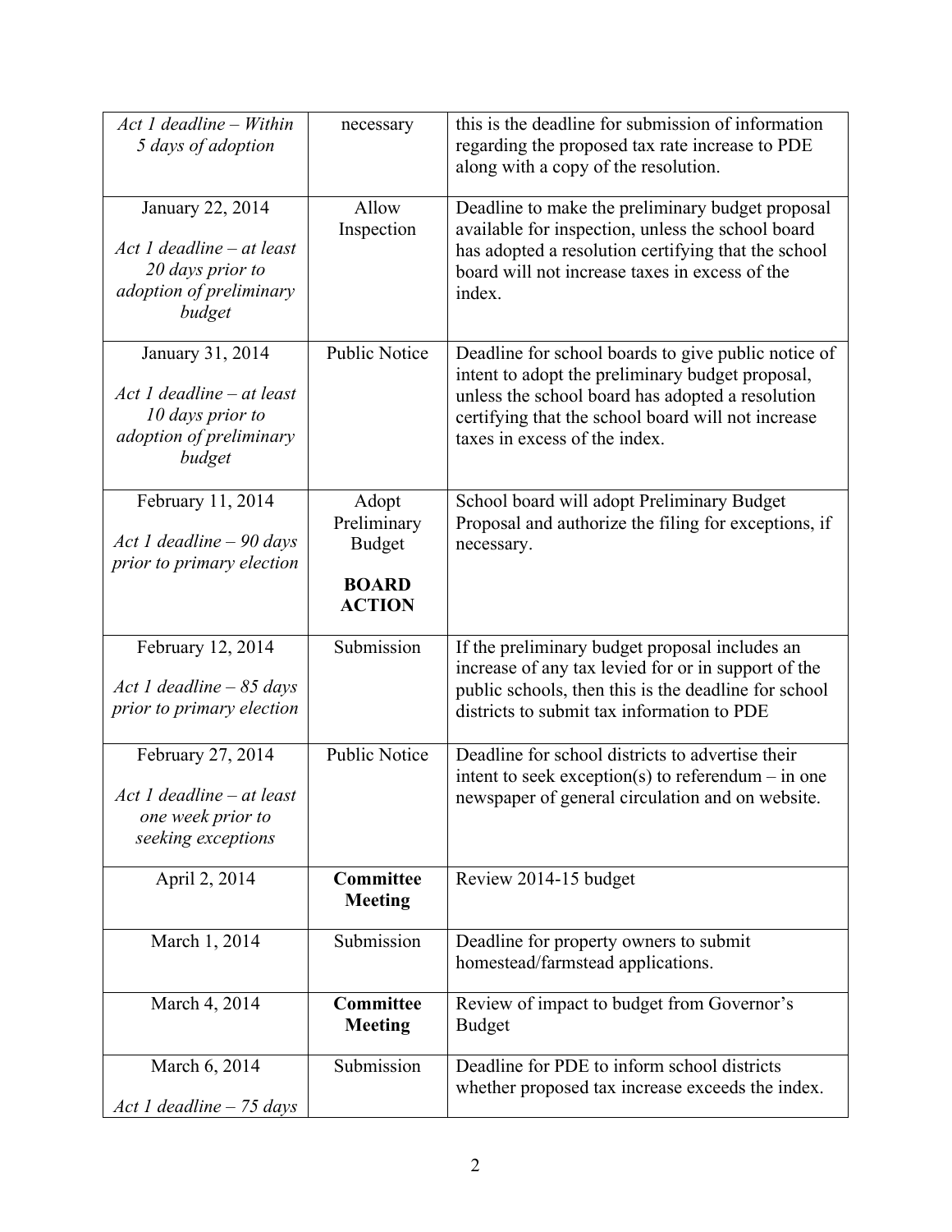| | | |
|---|---|---|
| *Act 1 deadline – Within 5 days of adoption* | necessary | this is the deadline for submission of information regarding the proposed tax rate increase to PDE along with a copy of the resolution. |
| January 22, 2014<br><br>*Act 1 deadline – at least 20 days prior to adoption of preliminary budget* | Allow Inspection | Deadline to make the preliminary budget proposal available for inspection, unless the school board has adopted a resolution certifying that the school board will not increase taxes in excess of the index. |
| January 31, 2014<br><br>*Act 1 deadline – at least 10 days prior to adoption of preliminary budget* | Public Notice | Deadline for school boards to give public notice of intent to adopt the preliminary budget proposal, unless the school board has adopted a resolution certifying that the school board will not increase taxes in excess of the index. |
| February 11, 2014<br><br>*Act 1 deadline – 90 days prior to primary election* | Adopt Preliminary Budget<br><br>**BOARD ACTION** | School board will adopt Preliminary Budget Proposal and authorize the filing for exceptions, if necessary. |
| February 12, 2014<br><br>*Act 1 deadline – 85 days prior to primary election* | Submission | If the preliminary budget proposal includes an increase of any tax levied for or in support of the public schools, then this is the deadline for school districts to submit tax information to PDE |
| February 27, 2014<br><br>*Act 1 deadline – at least one week prior to seeking exceptions* | Public Notice | Deadline for school districts to advertise their intent to seek exception(s) to referendum – in one newspaper of general circulation and on website. |
| April 2, 2014 | **Committee Meeting** | Review 2014-15 budget |
| March 1, 2014 | Submission | Deadline for property owners to submit homestead/farmstead applications. |
| March 4, 2014 | **Committee Meeting** | Review of impact to budget from Governor's Budget |
| March 6, 2014<br><br>*Act 1 deadline – 75 days* | Submission | Deadline for PDE to inform school districts whether proposed tax increase exceeds the index. |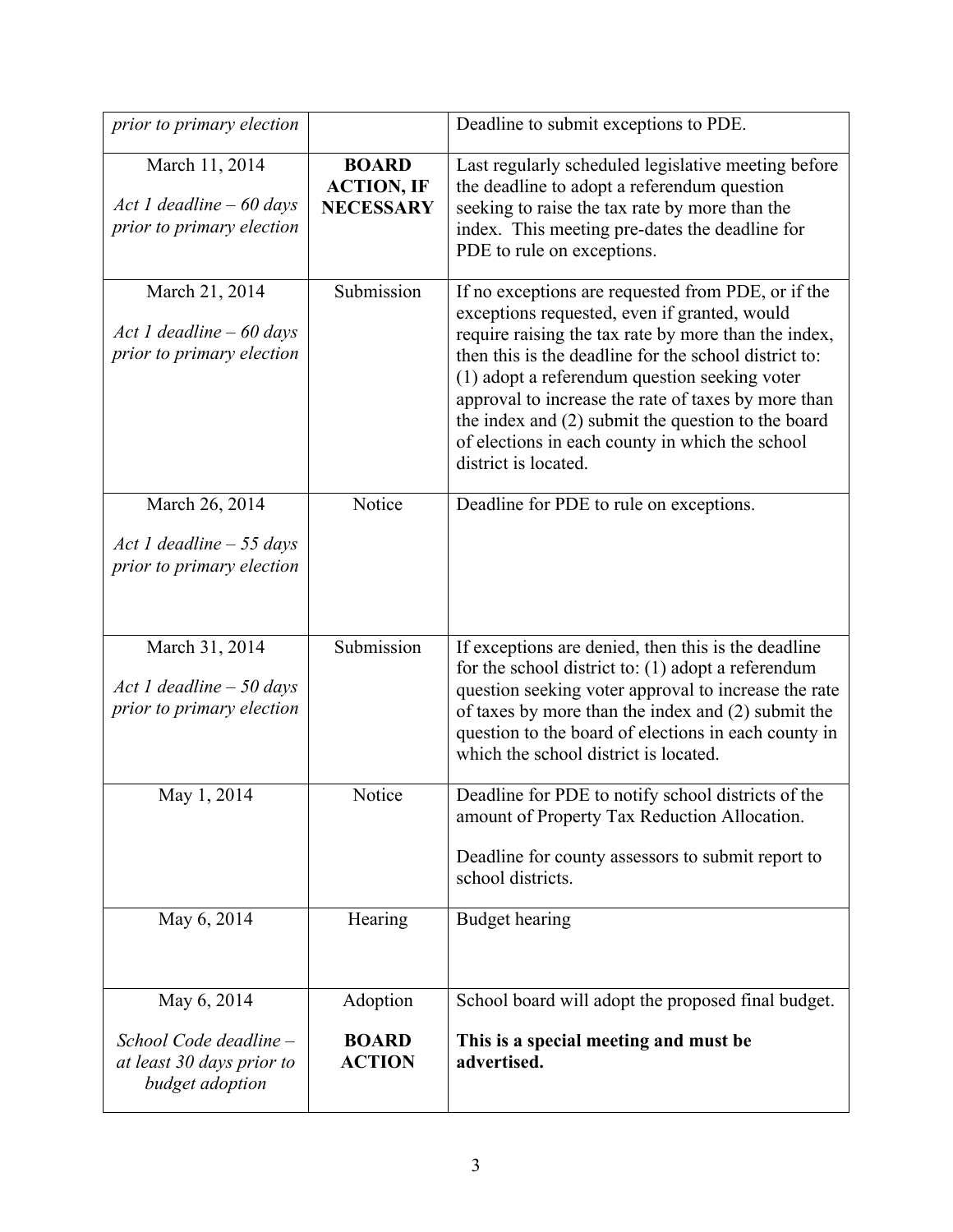| | | |
|---|---|---|
| *prior to primary election* | | Deadline to submit exceptions to PDE. |
| March 11, 2014<br><br>*Act 1 deadline – 60 days prior to primary election* | **BOARD ACTION, IF NECESSARY** | Last regularly scheduled legislative meeting before the deadline to adopt a referendum question seeking to raise the tax rate by more than the index. This meeting pre-dates the deadline for PDE to rule on exceptions. |
| March 21, 2014<br><br>*Act 1 deadline – 60 days prior to primary election* | Submission | If no exceptions are requested from PDE, or if the exceptions requested, even if granted, would require raising the tax rate by more than the index, then this is the deadline for the school district to: (1) adopt a referendum question seeking voter approval to increase the rate of taxes by more than the index and (2) submit the question to the board of elections in each county in which the school district is located. |
| March 26, 2014<br><br>*Act 1 deadline – 55 days prior to primary election* | Notice | Deadline for PDE to rule on exceptions. |
| March 31, 2014<br><br>*Act 1 deadline – 50 days prior to primary election* | Submission | If exceptions are denied, then this is the deadline for the school district to: (1) adopt a referendum question seeking voter approval to increase the rate of taxes by more than the index and (2) submit the question to the board of elections in each county in which the school district is located. |
| May 1, 2014 | Notice | Deadline for PDE to notify school districts of the amount of Property Tax Reduction Allocation.<br><br>Deadline for county assessors to submit report to school districts. |
| May 6, 2014 | Hearing | Budget hearing |
| May 6, 2014<br><br>*School Code deadline – at least 30 days prior to budget adoption* | Adoption<br><br>**BOARD ACTION** | School board will adopt the proposed final budget.<br><br>**This is a special meeting and must be advertised.** |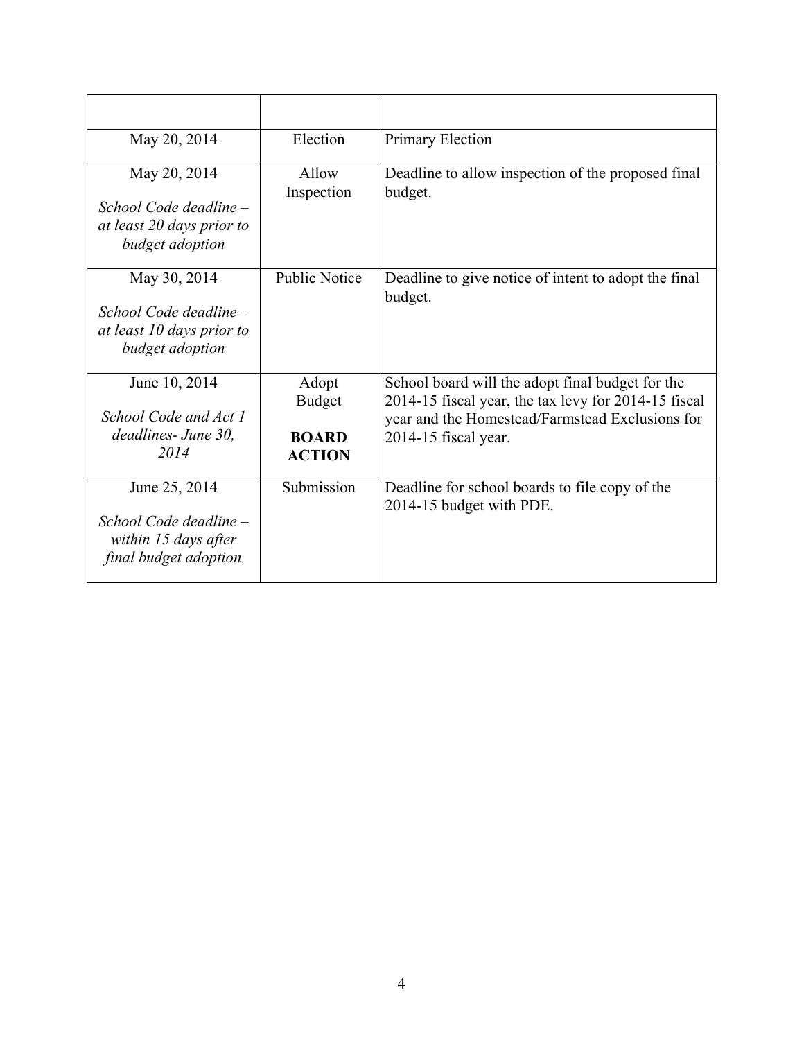| | | |
|---|---|---|
| May 20, 2014 | Election | Primary Election |
| May 20, 2014<br><br>*School Code deadline – at least 20 days prior to budget adoption* | Allow Inspection | Deadline to allow inspection of the proposed final budget. |
| May 30, 2014<br><br>*School Code deadline – at least 10 days prior to budget adoption* | Public Notice | Deadline to give notice of intent to adopt the final budget. |
| June 10, 2014<br><br>*School Code and Act 1 deadlines- June 30, 2014* | Adopt Budget<br><br>**BOARD ACTION** | School board will the adopt final budget for the 2014-15 fiscal year, the tax levy for 2014-15 fiscal year and the Homestead/Farmstead Exclusions for 2014-15 fiscal year. |
| June 25, 2014<br><br>*School Code deadline – within 15 days after final budget adoption* | Submission | Deadline for school boards to file copy of the 2014-15 budget with PDE. |